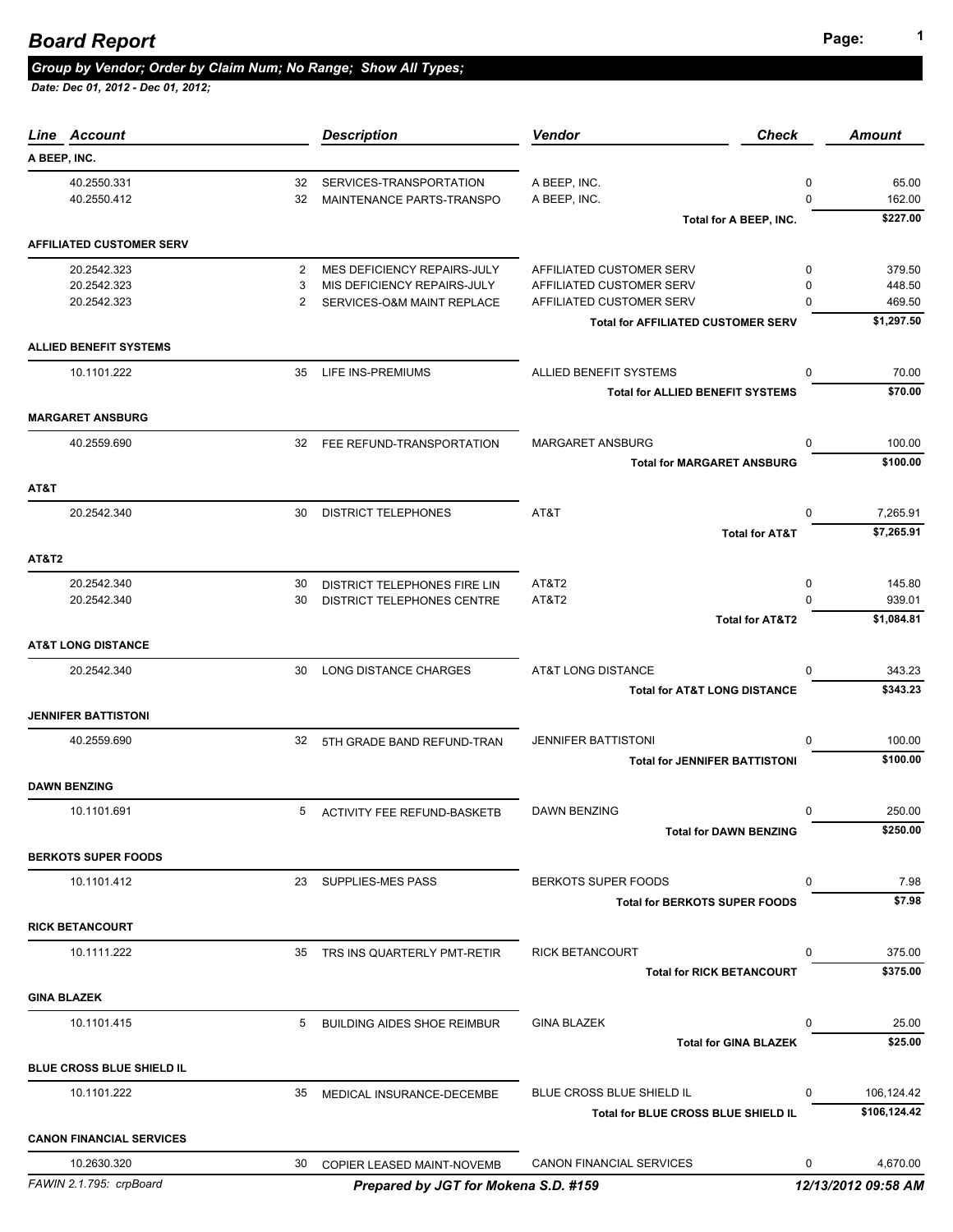# Board Report

***Group by Vendor; Order by Claim Num; No Range; Show All Types;***

***Date: Dec 01, 2012 - Dec 01, 2012;***

| Line Account | | Description | Vendor | Check | Amount |
|---|---|---|---|---|---|
| **A BEEP, INC.** | | | | | |
| 40.2550.331 | 32 | SERVICES-TRANSPORTATION | A BEEP, INC. | 0 | 65.00 |
| 40.2550.412 | 32 | MAINTENANCE PARTS-TRANSPO | A BEEP, INC. | 0 | 162.00 |
| | | | **Total for A BEEP, INC.** | | **$227.00** |
| **AFFILIATED CUSTOMER SERV** | | | | | |
| 20.2542.323 | 2 | MES DEFICIENCY REPAIRS-JULY | AFFILIATED CUSTOMER SERV | 0 | 379.50 |
| 20.2542.323 | 3 | MIS DEFICIENCY REPAIRS-JULY | AFFILIATED CUSTOMER SERV | 0 | 448.50 |
| 20.2542.323 | 2 | SERVICES-O&M MAINT REPLACE | AFFILIATED CUSTOMER SERV | 0 | 469.50 |
| | | | **Total for AFFILIATED CUSTOMER SERV** | | **$1,297.50** |
| **ALLIED BENEFIT SYSTEMS** | | | | | |
| 10.1101.222 | 35 | LIFE INS-PREMIUMS | ALLIED BENEFIT SYSTEMS | 0 | 70.00 |
| | | | **Total for ALLIED BENEFIT SYSTEMS** | | **$70.00** |
| **MARGARET ANSBURG** | | | | | |
| 40.2559.690 | 32 | FEE REFUND-TRANSPORTATION | MARGARET ANSBURG | 0 | 100.00 |
| | | | **Total for MARGARET ANSBURG** | | **$100.00** |
| **AT&T** | | | | | |
| 20.2542.340 | 30 | DISTRICT TELEPHONES | AT&T | 0 | 7,265.91 |
| | | | **Total for AT&T** | | **$7,265.91** |
| **AT&T2** | | | | | |
| 20.2542.340 | 30 | DISTRICT TELEPHONES FIRE LIN | AT&T2 | 0 | 145.80 |
| 20.2542.340 | 30 | DISTRICT TELEPHONES CENTRE | AT&T2 | 0 | 939.01 |
| | | | **Total for AT&T2** | | **$1,084.81** |
| **AT&T LONG DISTANCE** | | | | | |
| 20.2542.340 | 30 | LONG DISTANCE CHARGES | AT&T LONG DISTANCE | 0 | 343.23 |
| | | | **Total for AT&T LONG DISTANCE** | | **$343.23** |
| **JENNIFER BATTISTONI** | | | | | |
| 40.2559.690 | 32 | 5TH GRADE BAND REFUND-TRAN | JENNIFER BATTISTONI | 0 | 100.00 |
| | | | **Total for JENNIFER BATTISTONI** | | **$100.00** |
| **DAWN BENZING** | | | | | |
| 10.1101.691 | 5 | ACTIVITY FEE REFUND-BASKETB | DAWN BENZING | 0 | 250.00 |
| | | | **Total for DAWN BENZING** | | **$250.00** |
| **BERKOTS SUPER FOODS** | | | | | |
| 10.1101.412 | 23 | SUPPLIES-MES PASS | BERKOTS SUPER FOODS | 0 | 7.98 |
| | | | **Total for BERKOTS SUPER FOODS** | | **$7.98** |
| **RICK BETANCOURT** | | | | | |
| 10.1111.222 | 35 | TRS INS QUARTERLY PMT-RETIR | RICK BETANCOURT | 0 | 375.00 |
| | | | **Total for RICK BETANCOURT** | | **$375.00** |
| **GINA BLAZEK** | | | | | |
| 10.1101.415 | 5 | BUILDING AIDES SHOE REIMBUR | GINA BLAZEK | 0 | 25.00 |
| | | | **Total for GINA BLAZEK** | | **$25.00** |
| **BLUE CROSS BLUE SHIELD IL** | | | | | |
| 10.1101.222 | 35 | MEDICAL INSURANCE-DECEMBE | BLUE CROSS BLUE SHIELD IL | 0 | 106,124.42 |
| | | | **Total for BLUE CROSS BLUE SHIELD IL** | | **$106,124.42** |
| **CANON FINANCIAL SERVICES** | | | | | |
| 10.2630.320 | 30 | COPIER LEASED MAINT-NOVEMB | CANON FINANCIAL SERVICES | 0 | 4,670.00 |

FAWIN 2.1.795: crpBoard — *Prepared by JGT for Mokena S.D. #159* — 12/13/2012 09:58 AM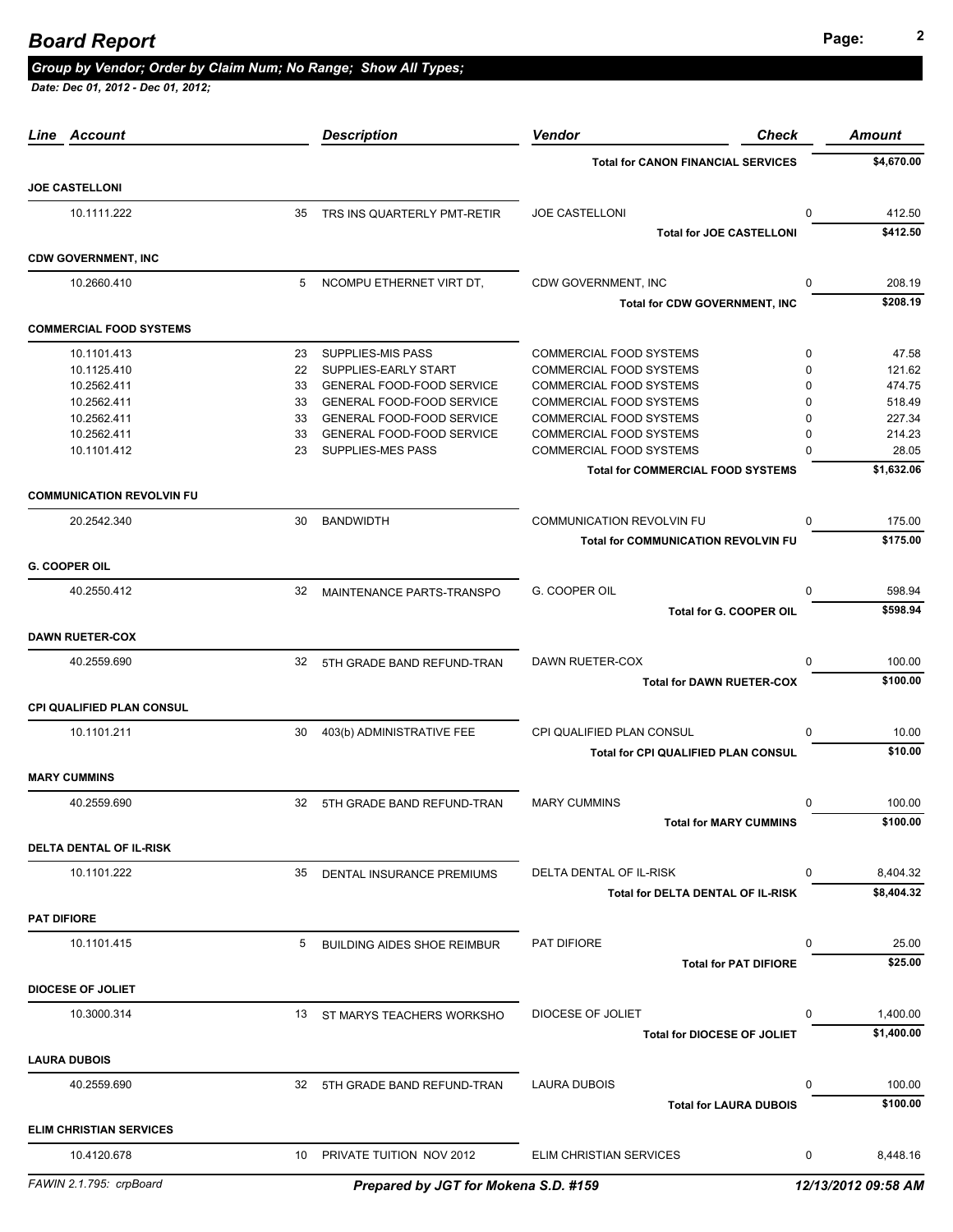# Board Report

***Group by Vendor; Order by Claim Num; No Range; Show All Types;***

***Date: Dec 01, 2012 - Dec 01, 2012;***

| Line | Account | | Description | Vendor | Check | Amount |
|---|---|---|---|---|---|---|
| | | | | **Total for CANON FINANCIAL SERVICES** | | **$4,670.00** |
| **JOE CASTELLONI** | | | | | | |
| | 10.1111.222 | 35 | TRS INS QUARTERLY PMT-RETIR | JOE CASTELLONI | 0 | 412.50 |
| | | | | **Total for JOE CASTELLONI** | | **$412.50** |
| **CDW GOVERNMENT, INC** | | | | | | |
| | 10.2660.410 | 5 | NCOMPU ETHERNET VIRT DT, | CDW GOVERNMENT, INC | 0 | 208.19 |
| | | | | **Total for CDW GOVERNMENT, INC** | | **$208.19** |
| **COMMERCIAL FOOD SYSTEMS** | | | | | | |
| | 10.1101.413 | 23 | SUPPLIES-MIS PASS | COMMERCIAL FOOD SYSTEMS | 0 | 47.58 |
| | 10.1125.410 | 22 | SUPPLIES-EARLY START | COMMERCIAL FOOD SYSTEMS | 0 | 121.62 |
| | 10.2562.411 | 33 | GENERAL FOOD-FOOD SERVICE | COMMERCIAL FOOD SYSTEMS | 0 | 474.75 |
| | 10.2562.411 | 33 | GENERAL FOOD-FOOD SERVICE | COMMERCIAL FOOD SYSTEMS | 0 | 518.49 |
| | 10.2562.411 | 33 | GENERAL FOOD-FOOD SERVICE | COMMERCIAL FOOD SYSTEMS | 0 | 227.34 |
| | 10.2562.411 | 33 | GENERAL FOOD-FOOD SERVICE | COMMERCIAL FOOD SYSTEMS | 0 | 214.23 |
| | 10.1101.412 | 23 | SUPPLIES-MES PASS | COMMERCIAL FOOD SYSTEMS | 0 | 28.05 |
| | | | | **Total for COMMERCIAL FOOD SYSTEMS** | | **$1,632.06** |
| **COMMUNICATION REVOLVIN FU** | | | | | | |
| | 20.2542.340 | 30 | BANDWIDTH | COMMUNICATION REVOLVIN FU | 0 | 175.00 |
| | | | | **Total for COMMUNICATION REVOLVIN FU** | | **$175.00** |
| **G. COOPER OIL** | | | | | | |
| | 40.2550.412 | 32 | MAINTENANCE PARTS-TRANSPO | G. COOPER OIL | 0 | 598.94 |
| | | | | **Total for G. COOPER OIL** | | **$598.94** |
| **DAWN RUETER-COX** | | | | | | |
| | 40.2559.690 | 32 | 5TH GRADE BAND REFUND-TRAN | DAWN RUETER-COX | 0 | 100.00 |
| | | | | **Total for DAWN RUETER-COX** | | **$100.00** |
| **CPI QUALIFIED PLAN CONSUL** | | | | | | |
| | 10.1101.211 | 30 | 403(b) ADMINISTRATIVE FEE | CPI QUALIFIED PLAN CONSUL | 0 | 10.00 |
| | | | | **Total for CPI QUALIFIED PLAN CONSUL** | | **$10.00** |
| **MARY CUMMINS** | | | | | | |
| | 40.2559.690 | 32 | 5TH GRADE BAND REFUND-TRAN | MARY CUMMINS | 0 | 100.00 |
| | | | | **Total for MARY CUMMINS** | | **$100.00** |
| **DELTA DENTAL OF IL-RISK** | | | | | | |
| | 10.1101.222 | 35 | DENTAL INSURANCE PREMIUMS | DELTA DENTAL OF IL-RISK | 0 | 8,404.32 |
| | | | | **Total for DELTA DENTAL OF IL-RISK** | | **$8,404.32** |
| **PAT DIFIORE** | | | | | | |
| | 10.1101.415 | 5 | BUILDING AIDES SHOE REIMBUR | PAT DIFIORE | 0 | 25.00 |
| | | | | **Total for PAT DIFIORE** | | **$25.00** |
| **DIOCESE OF JOLIET** | | | | | | |
| | 10.3000.314 | 13 | ST MARYS TEACHERS WORKSHO | DIOCESE OF JOLIET | 0 | 1,400.00 |
| | | | | **Total for DIOCESE OF JOLIET** | | **$1,400.00** |
| **LAURA DUBOIS** | | | | | | |
| | 40.2559.690 | 32 | 5TH GRADE BAND REFUND-TRAN | LAURA DUBOIS | 0 | 100.00 |
| | | | | **Total for LAURA DUBOIS** | | **$100.00** |
| **ELIM CHRISTIAN SERVICES** | | | | | | |
| | 10.4120.678 | 10 | PRIVATE TUITION NOV 2012 | ELIM CHRISTIAN SERVICES | 0 | 8,448.16 |

FAWIN 2.1.795: crpBoard — *Prepared by JGT for Mokena S.D. #159* — *12/13/2012 09:58 AM*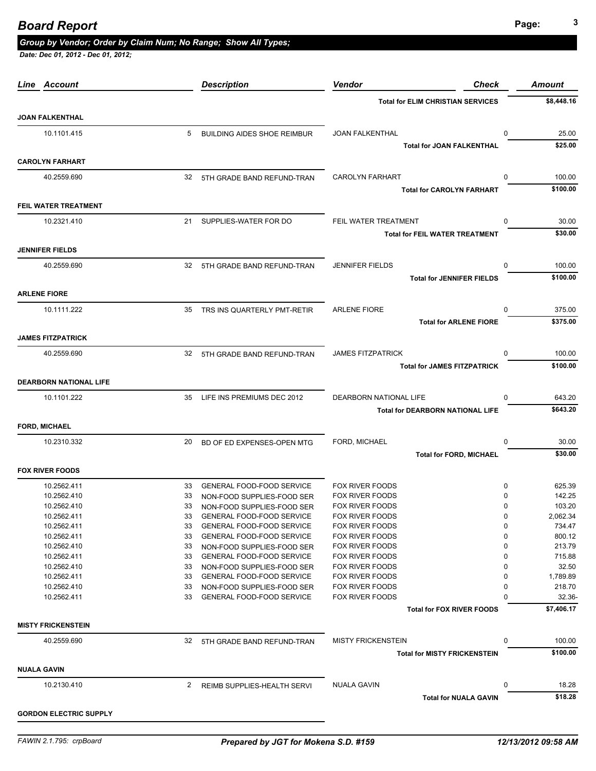# Board Report

***Group by Vendor; Order by Claim Num; No Range; Show All Types;***

***Date: Dec 01, 2012 - Dec 01, 2012;***

| Line | Account | | Description | Vendor | Check | Amount |
|---|---|---|---|---|---|---|
| | | | | **Total for ELIM CHRISTIAN SERVICES** | | **$8,448.16** |
| **JOAN FALKENTHAL** | | | | | | |
| | 10.1101.415 | 5 | BUILDING AIDES SHOE REIMBUR | JOAN FALKENTHAL | 0 | 25.00 |
| | | | | **Total for JOAN FALKENTHAL** | | **$25.00** |
| **CAROLYN FARHART** | | | | | | |
| | 40.2559.690 | 32 | 5TH GRADE BAND REFUND-TRAN | CAROLYN FARHART | 0 | 100.00 |
| | | | | **Total for CAROLYN FARHART** | | **$100.00** |
| **FEIL WATER TREATMENT** | | | | | | |
| | 10.2321.410 | 21 | SUPPLIES-WATER FOR DO | FEIL WATER TREATMENT | 0 | 30.00 |
| | | | | **Total for FEIL WATER TREATMENT** | | **$30.00** |
| **JENNIFER FIELDS** | | | | | | |
| | 40.2559.690 | 32 | 5TH GRADE BAND REFUND-TRAN | JENNIFER FIELDS | 0 | 100.00 |
| | | | | **Total for JENNIFER FIELDS** | | **$100.00** |
| **ARLENE FIORE** | | | | | | |
| | 10.1111.222 | 35 | TRS INS QUARTERLY PMT-RETIR | ARLENE FIORE | 0 | 375.00 |
| | | | | **Total for ARLENE FIORE** | | **$375.00** |
| **JAMES FITZPATRICK** | | | | | | |
| | 40.2559.690 | 32 | 5TH GRADE BAND REFUND-TRAN | JAMES FITZPATRICK | 0 | 100.00 |
| | | | | **Total for JAMES FITZPATRICK** | | **$100.00** |
| **DEARBORN NATIONAL LIFE** | | | | | | |
| | 10.1101.222 | 35 | LIFE INS PREMIUMS DEC 2012 | DEARBORN NATIONAL LIFE | 0 | 643.20 |
| | | | | **Total for DEARBORN NATIONAL LIFE** | | **$643.20** |
| **FORD, MICHAEL** | | | | | | |
| | 10.2310.332 | 20 | BD OF ED EXPENSES-OPEN MTG | FORD, MICHAEL | 0 | 30.00 |
| | | | | **Total for FORD, MICHAEL** | | **$30.00** |
| **FOX RIVER FOODS** | | | | | | |
| | 10.2562.411 | 33 | GENERAL FOOD-FOOD SERVICE | FOX RIVER FOODS | 0 | 625.39 |
| | 10.2562.410 | 33 | NON-FOOD SUPPLIES-FOOD SER | FOX RIVER FOODS | 0 | 142.25 |
| | 10.2562.410 | 33 | NON-FOOD SUPPLIES-FOOD SER | FOX RIVER FOODS | 0 | 103.20 |
| | 10.2562.411 | 33 | GENERAL FOOD-FOOD SERVICE | FOX RIVER FOODS | 0 | 2,062.34 |
| | 10.2562.411 | 33 | GENERAL FOOD-FOOD SERVICE | FOX RIVER FOODS | 0 | 734.47 |
| | 10.2562.411 | 33 | GENERAL FOOD-FOOD SERVICE | FOX RIVER FOODS | 0 | 800.12 |
| | 10.2562.410 | 33 | NON-FOOD SUPPLIES-FOOD SER | FOX RIVER FOODS | 0 | 213.79 |
| | 10.2562.411 | 33 | GENERAL FOOD-FOOD SERVICE | FOX RIVER FOODS | 0 | 715.88 |
| | 10.2562.410 | 33 | NON-FOOD SUPPLIES-FOOD SER | FOX RIVER FOODS | 0 | 32.50 |
| | 10.2562.411 | 33 | GENERAL FOOD-FOOD SERVICE | FOX RIVER FOODS | 0 | 1,789.89 |
| | 10.2562.410 | 33 | NON-FOOD SUPPLIES-FOOD SER | FOX RIVER FOODS | 0 | 218.70 |
| | 10.2562.411 | 33 | GENERAL FOOD-FOOD SERVICE | FOX RIVER FOODS | 0 | 32.36- |
| | | | | **Total for FOX RIVER FOODS** | | **$7,406.17** |
| **MISTY FRICKENSTEIN** | | | | | | |
| | 40.2559.690 | 32 | 5TH GRADE BAND REFUND-TRAN | MISTY FRICKENSTEIN | 0 | 100.00 |
| | | | | **Total for MISTY FRICKENSTEIN** | | **$100.00** |
| **NUALA GAVIN** | | | | | | |
| | 10.2130.410 | 2 | REIMB SUPPLIES-HEALTH SERVI | NUALA GAVIN | 0 | 18.28 |
| | | | | **Total for NUALA GAVIN** | | **$18.28** |
| **GORDON ELECTRIC SUPPLY** | | | | | | |

FAWIN 2.1.795: crpBoard — *Prepared by JGT for Mokena S.D. #159* — *12/13/2012 09:58 AM*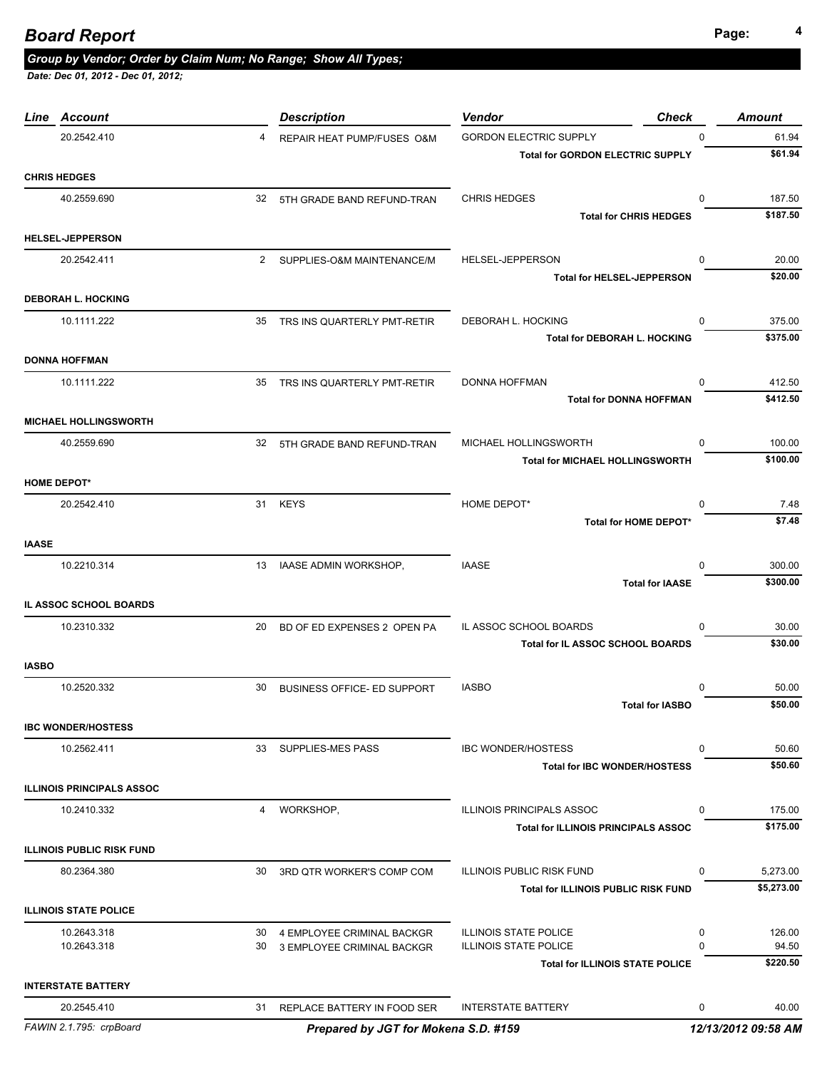# Board Report

***Group by Vendor; Order by Claim Num; No Range; Show All Types;***

***Date: Dec 01, 2012 - Dec 01, 2012;***

| Line | Account | | Description | Vendor | Check | Amount |
|---|---|---|---|---|---|---|
| | 20.2542.410 | 4 | REPAIR HEAT PUMP/FUSES O&M | GORDON ELECTRIC SUPPLY | 0 | 61.94 |
| | | | | **Total for GORDON ELECTRIC SUPPLY** | | **$61.94** |
| **CHRIS HEDGES** | | | | | | |
| | 40.2559.690 | 32 | 5TH GRADE BAND REFUND-TRAN | CHRIS HEDGES | 0 | 187.50 |
| | | | | **Total for CHRIS HEDGES** | | **$187.50** |
| **HELSEL-JEPPERSON** | | | | | | |
| | 20.2542.411 | 2 | SUPPLIES-O&M MAINTENANCE/M | HELSEL-JEPPERSON | 0 | 20.00 |
| | | | | **Total for HELSEL-JEPPERSON** | | **$20.00** |
| **DEBORAH L. HOCKING** | | | | | | |
| | 10.1111.222 | 35 | TRS INS QUARTERLY PMT-RETIR | DEBORAH L. HOCKING | 0 | 375.00 |
| | | | | **Total for DEBORAH L. HOCKING** | | **$375.00** |
| **DONNA HOFFMAN** | | | | | | |
| | 10.1111.222 | 35 | TRS INS QUARTERLY PMT-RETIR | DONNA HOFFMAN | 0 | 412.50 |
| | | | | **Total for DONNA HOFFMAN** | | **$412.50** |
| **MICHAEL HOLLINGSWORTH** | | | | | | |
| | 40.2559.690 | 32 | 5TH GRADE BAND REFUND-TRAN | MICHAEL HOLLINGSWORTH | 0 | 100.00 |
| | | | | **Total for MICHAEL HOLLINGSWORTH** | | **$100.00** |
| **HOME DEPOT*** | | | | | | |
| | 20.2542.410 | 31 | KEYS | HOME DEPOT* | 0 | 7.48 |
| | | | | **Total for HOME DEPOT*** | | **$7.48** |
| **IAASE** | | | | | | |
| | 10.2210.314 | 13 | IAASE ADMIN WORKSHOP, | IAASE | 0 | 300.00 |
| | | | | **Total for IAASE** | | **$300.00** |
| **IL ASSOC SCHOOL BOARDS** | | | | | | |
| | 10.2310.332 | 20 | BD OF ED EXPENSES 2 OPEN PA | IL ASSOC SCHOOL BOARDS | 0 | 30.00 |
| | | | | **Total for IL ASSOC SCHOOL BOARDS** | | **$30.00** |
| **IASBO** | | | | | | |
| | 10.2520.332 | 30 | BUSINESS OFFICE- ED SUPPORT | IASBO | 0 | 50.00 |
| | | | | **Total for IASBO** | | **$50.00** |
| **IBC WONDER/HOSTESS** | | | | | | |
| | 10.2562.411 | 33 | SUPPLIES-MES PASS | IBC WONDER/HOSTESS | 0 | 50.60 |
| | | | | **Total for IBC WONDER/HOSTESS** | | **$50.60** |
| **ILLINOIS PRINCIPALS ASSOC** | | | | | | |
| | 10.2410.332 | 4 | WORKSHOP, | ILLINOIS PRINCIPALS ASSOC | 0 | 175.00 |
| | | | | **Total for ILLINOIS PRINCIPALS ASSOC** | | **$175.00** |
| **ILLINOIS PUBLIC RISK FUND** | | | | | | |
| | 80.2364.380 | 30 | 3RD QTR WORKER'S COMP COM | ILLINOIS PUBLIC RISK FUND | 0 | 5,273.00 |
| | | | | **Total for ILLINOIS PUBLIC RISK FUND** | | **$5,273.00** |
| **ILLINOIS STATE POLICE** | | | | | | |
| | 10.2643.318 | 30 | 4 EMPLOYEE CRIMINAL BACKGR | ILLINOIS STATE POLICE | 0 | 126.00 |
| | 10.2643.318 | 30 | 3 EMPLOYEE CRIMINAL BACKGR | ILLINOIS STATE POLICE | 0 | 94.50 |
| | | | | **Total for ILLINOIS STATE POLICE** | | **$220.50** |
| **INTERSTATE BATTERY** | | | | | | |
| | 20.2545.410 | 31 | REPLACE BATTERY IN FOOD SER | INTERSTATE BATTERY | 0 | 40.00 |

FAWIN 2.1.795: crpBoard — *Prepared by JGT for Mokena S.D. #159* — 12/13/2012 09:58 AM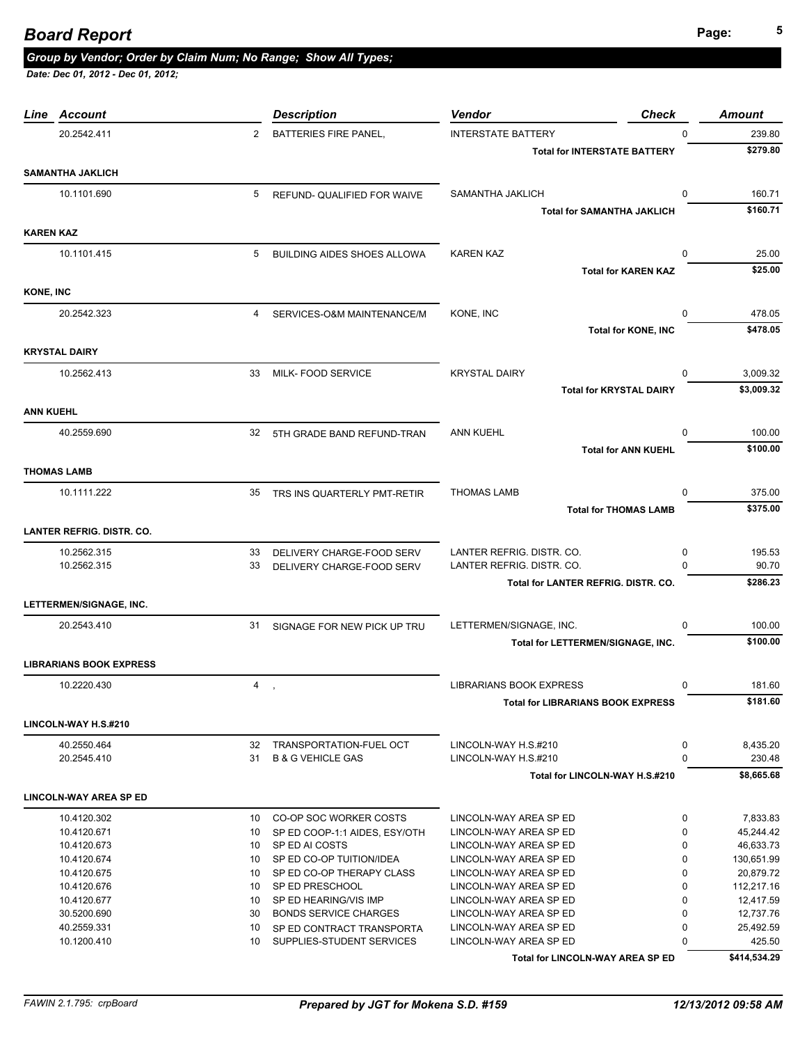# Board Report

### Group by Vendor; Order by Claim Num; No Range; Show All Types;

*Date: Dec 01, 2012 - Dec 01, 2012;*

| Line | Account | | Description | Vendor | Check | Amount |
|---|---|---|---|---|---|---|
| | 20.2542.411 | 2 | BATTERIES FIRE PANEL, | INTERSTATE BATTERY | 0 | 239.80 |
| | | | | **Total for INTERSTATE BATTERY** | | **$279.80** |
| **SAMANTHA JAKLICH** | | | | | | |
| | 10.1101.690 | 5 | REFUND- QUALIFIED FOR WAIVE | SAMANTHA JAKLICH | 0 | 160.71 |
| | | | | **Total for SAMANTHA JAKLICH** | | **$160.71** |
| **KAREN KAZ** | | | | | | |
| | 10.1101.415 | 5 | BUILDING AIDES SHOES ALLOWA | KAREN KAZ | 0 | 25.00 |
| | | | | **Total for KAREN KAZ** | | **$25.00** |
| **KONE, INC** | | | | | | |
| | 20.2542.323 | 4 | SERVICES-O&M MAINTENANCE/M | KONE, INC | 0 | 478.05 |
| | | | | **Total for KONE, INC** | | **$478.05** |
| **KRYSTAL DAIRY** | | | | | | |
| | 10.2562.413 | 33 | MILK- FOOD SERVICE | KRYSTAL DAIRY | 0 | 3,009.32 |
| | | | | **Total for KRYSTAL DAIRY** | | **$3,009.32** |
| **ANN KUEHL** | | | | | | |
| | 40.2559.690 | 32 | 5TH GRADE BAND REFUND-TRAN | ANN KUEHL | 0 | 100.00 |
| | | | | **Total for ANN KUEHL** | | **$100.00** |
| **THOMAS LAMB** | | | | | | |
| | 10.1111.222 | 35 | TRS INS QUARTERLY PMT-RETIR | THOMAS LAMB | 0 | 375.00 |
| | | | | **Total for THOMAS LAMB** | | **$375.00** |
| **LANTER REFRIG. DISTR. CO.** | | | | | | |
| | 10.2562.315 | 33 | DELIVERY CHARGE-FOOD SERV | LANTER REFRIG. DISTR. CO. | 0 | 195.53 |
| | 10.2562.315 | 33 | DELIVERY CHARGE-FOOD SERV | LANTER REFRIG. DISTR. CO. | 0 | 90.70 |
| | | | | **Total for LANTER REFRIG. DISTR. CO.** | | **$286.23** |
| **LETTERMEN/SIGNAGE, INC.** | | | | | | |
| | 20.2543.410 | 31 | SIGNAGE FOR NEW PICK UP TRU | LETTERMEN/SIGNAGE, INC. | 0 | 100.00 |
| | | | | **Total for LETTERMEN/SIGNAGE, INC.** | | **$100.00** |
| **LIBRARIANS BOOK EXPRESS** | | | | | | |
| | 10.2220.430 | 4 | , | LIBRARIANS BOOK EXPRESS | 0 | 181.60 |
| | | | | **Total for LIBRARIANS BOOK EXPRESS** | | **$181.60** |
| **LINCOLN-WAY H.S.#210** | | | | | | |
| | 40.2550.464 | 32 | TRANSPORTATION-FUEL OCT | LINCOLN-WAY H.S.#210 | 0 | 8,435.20 |
| | 20.2545.410 | 31 | B & G VEHICLE GAS | LINCOLN-WAY H.S.#210 | 0 | 230.48 |
| | | | | **Total for LINCOLN-WAY H.S.#210** | | **$8,665.68** |
| **LINCOLN-WAY AREA SP ED** | | | | | | |
| | 10.4120.302 | 10 | CO-OP SOC WORKER COSTS | LINCOLN-WAY AREA SP ED | 0 | 7,833.83 |
| | 10.4120.671 | 10 | SP ED COOP-1:1 AIDES, ESY/OTH | LINCOLN-WAY AREA SP ED | 0 | 45,244.42 |
| | 10.4120.673 | 10 | SP ED AI COSTS | LINCOLN-WAY AREA SP ED | 0 | 46,633.73 |
| | 10.4120.674 | 10 | SP ED CO-OP TUITION/IDEA | LINCOLN-WAY AREA SP ED | 0 | 130,651.99 |
| | 10.4120.675 | 10 | SP ED CO-OP THERAPY CLASS | LINCOLN-WAY AREA SP ED | 0 | 20,879.72 |
| | 10.4120.676 | 10 | SP ED PRESCHOOL | LINCOLN-WAY AREA SP ED | 0 | 112,217.16 |
| | 10.4120.677 | 10 | SP ED HEARING/VIS IMP | LINCOLN-WAY AREA SP ED | 0 | 12,417.59 |
| | 30.5200.690 | 30 | BONDS SERVICE CHARGES | LINCOLN-WAY AREA SP ED | 0 | 12,737.76 |
| | 40.2559.331 | 10 | SP ED CONTRACT TRANSPORTA | LINCOLN-WAY AREA SP ED | 0 | 25,492.59 |
| | 10.1200.410 | 10 | SUPPLIES-STUDENT SERVICES | LINCOLN-WAY AREA SP ED | 0 | 425.50 |
| | | | | **Total for LINCOLN-WAY AREA SP ED** | | **$414,534.29** |

FAWIN 2.1.795: crpBoard — *Prepared by JGT for Mokena S.D. #159* — *12/13/2012 09:58 AM*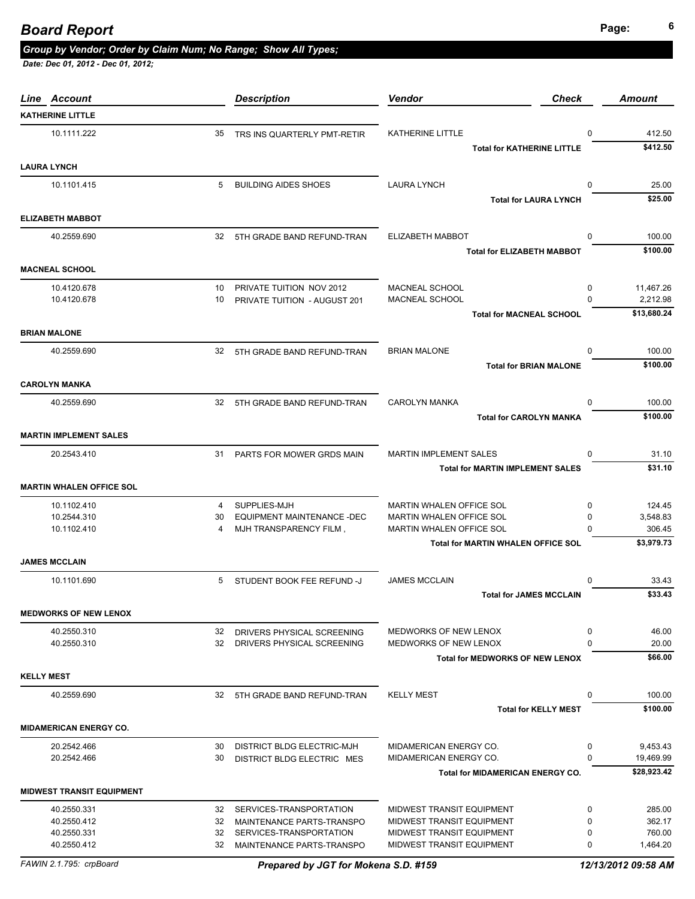# Board Report

*Group by Vendor; Order by Claim Num; No Range; Show All Types;*

*Date: Dec 01, 2012 - Dec 01, 2012;*

| Line | Account | | Description | Vendor | Check | Amount |
|---|---|---|---|---|---|---|
| **KATHERINE LITTLE** | | | | | | |
| | 10.1111.222 | 35 | TRS INS QUARTERLY PMT-RETIR | KATHERINE LITTLE | 0 | 412.50 |
| | | | | **Total for KATHERINE LITTLE** | | **$412.50** |
| **LAURA LYNCH** | | | | | | |
| | 10.1101.415 | 5 | BUILDING AIDES SHOES | LAURA LYNCH | 0 | 25.00 |
| | | | | **Total for LAURA LYNCH** | | **$25.00** |
| **ELIZABETH MABBOT** | | | | | | |
| | 40.2559.690 | 32 | 5TH GRADE BAND REFUND-TRAN | ELIZABETH MABBOT | 0 | 100.00 |
| | | | | **Total for ELIZABETH MABBOT** | | **$100.00** |
| **MACNEAL SCHOOL** | | | | | | |
| | 10.4120.678 | 10 | PRIVATE TUITION NOV 2012 | MACNEAL SCHOOL | 0 | 11,467.26 |
| | 10.4120.678 | 10 | PRIVATE TUITION - AUGUST 201 | MACNEAL SCHOOL | 0 | 2,212.98 |
| | | | | **Total for MACNEAL SCHOOL** | | **$13,680.24** |
| **BRIAN MALONE** | | | | | | |
| | 40.2559.690 | 32 | 5TH GRADE BAND REFUND-TRAN | BRIAN MALONE | 0 | 100.00 |
| | | | | **Total for BRIAN MALONE** | | **$100.00** |
| **CAROLYN MANKA** | | | | | | |
| | 40.2559.690 | 32 | 5TH GRADE BAND REFUND-TRAN | CAROLYN MANKA | 0 | 100.00 |
| | | | | **Total for CAROLYN MANKA** | | **$100.00** |
| **MARTIN IMPLEMENT SALES** | | | | | | |
| | 20.2543.410 | 31 | PARTS FOR MOWER GRDS MAIN | MARTIN IMPLEMENT SALES | 0 | 31.10 |
| | | | | **Total for MARTIN IMPLEMENT SALES** | | **$31.10** |
| **MARTIN WHALEN OFFICE SOL** | | | | | | |
| | 10.1102.410 | 4 | SUPPLIES-MJH | MARTIN WHALEN OFFICE SOL | 0 | 124.45 |
| | 10.2544.310 | 30 | EQUIPMENT MAINTENANCE -DEC | MARTIN WHALEN OFFICE SOL | 0 | 3,548.83 |
| | 10.1102.410 | 4 | MJH TRANSPARENCY FILM , | MARTIN WHALEN OFFICE SOL | 0 | 306.45 |
| | | | | **Total for MARTIN WHALEN OFFICE SOL** | | **$3,979.73** |
| **JAMES MCCLAIN** | | | | | | |
| | 10.1101.690 | 5 | STUDENT BOOK FEE REFUND -J | JAMES MCCLAIN | 0 | 33.43 |
| | | | | **Total for JAMES MCCLAIN** | | **$33.43** |
| **MEDWORKS OF NEW LENOX** | | | | | | |
| | 40.2550.310 | 32 | DRIVERS PHYSICAL SCREENING | MEDWORKS OF NEW LENOX | 0 | 46.00 |
| | 40.2550.310 | 32 | DRIVERS PHYSICAL SCREENING | MEDWORKS OF NEW LENOX | 0 | 20.00 |
| | | | | **Total for MEDWORKS OF NEW LENOX** | | **$66.00** |
| **KELLY MEST** | | | | | | |
| | 40.2559.690 | 32 | 5TH GRADE BAND REFUND-TRAN | KELLY MEST | 0 | 100.00 |
| | | | | **Total for KELLY MEST** | | **$100.00** |
| **MIDAMERICAN ENERGY CO.** | | | | | | |
| | 20.2542.466 | 30 | DISTRICT BLDG ELECTRIC-MJH | MIDAMERICAN ENERGY CO. | 0 | 9,453.43 |
| | 20.2542.466 | 30 | DISTRICT BLDG ELECTRIC MES | MIDAMERICAN ENERGY CO. | 0 | 19,469.99 |
| | | | | **Total for MIDAMERICAN ENERGY CO.** | | **$28,923.42** |
| **MIDWEST TRANSIT EQUIPMENT** | | | | | | |
| | 40.2550.331 | 32 | SERVICES-TRANSPORTATION | MIDWEST TRANSIT EQUIPMENT | 0 | 285.00 |
| | 40.2550.412 | 32 | MAINTENANCE PARTS-TRANSPO | MIDWEST TRANSIT EQUIPMENT | 0 | 362.17 |
| | 40.2550.331 | 32 | SERVICES-TRANSPORTATION | MIDWEST TRANSIT EQUIPMENT | 0 | 760.00 |
| | 40.2550.412 | 32 | MAINTENANCE PARTS-TRANSPO | MIDWEST TRANSIT EQUIPMENT | 0 | 1,464.20 |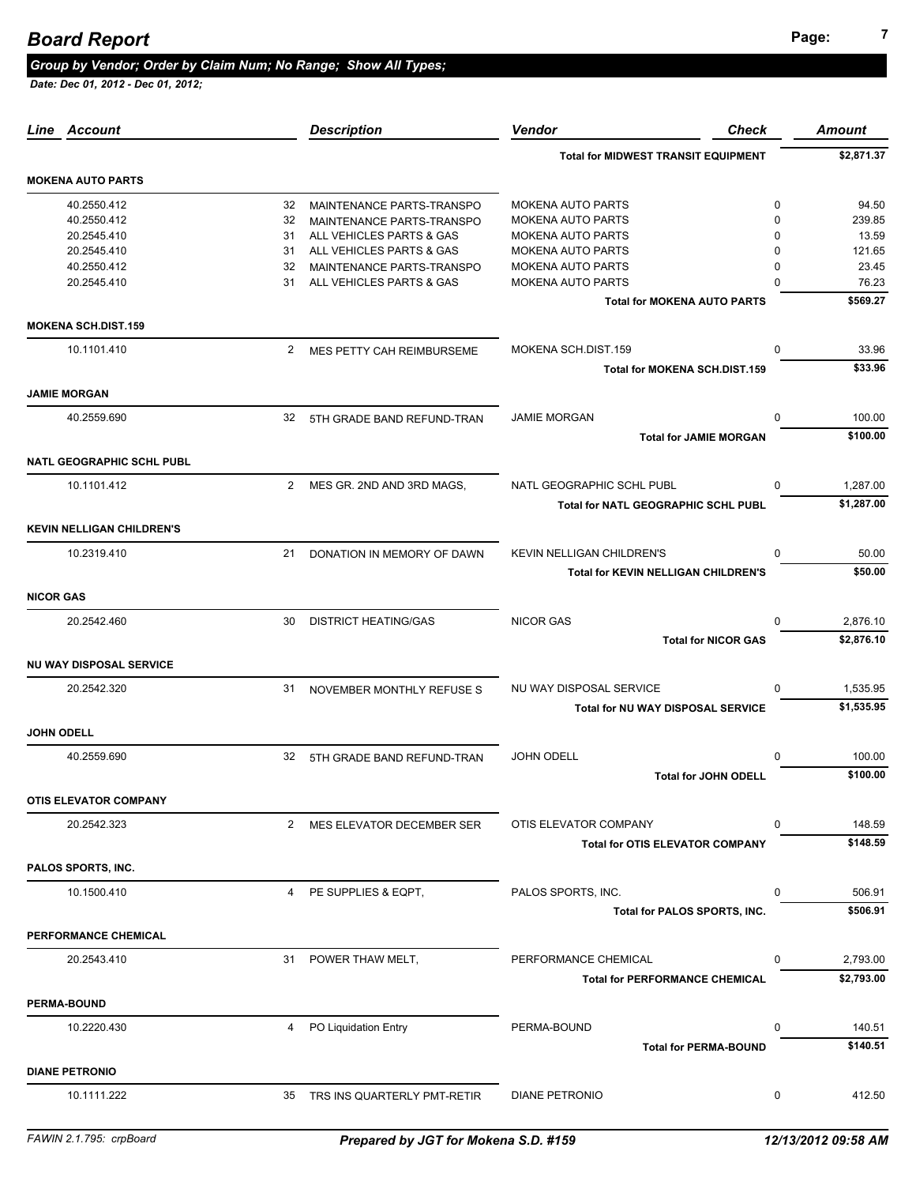# Board Report

***Group by Vendor; Order by Claim Num; No Range; Show All Types;***

*Date: Dec 01, 2012 - Dec 01, 2012;*

| Line | Account | | Description | Vendor | Check | Amount |
|---|---|---|---|---|---|---|
| | | | | **Total for MIDWEST TRANSIT EQUIPMENT** | | **$2,871.37** |
| **MOKENA AUTO PARTS** | | | | | | |
| | 40.2550.412 | 32 | MAINTENANCE PARTS-TRANSPO | MOKENA AUTO PARTS | 0 | 94.50 |
| | 40.2550.412 | 32 | MAINTENANCE PARTS-TRANSPO | MOKENA AUTO PARTS | 0 | 239.85 |
| | 20.2545.410 | 31 | ALL VEHICLES PARTS & GAS | MOKENA AUTO PARTS | 0 | 13.59 |
| | 20.2545.410 | 31 | ALL VEHICLES PARTS & GAS | MOKENA AUTO PARTS | 0 | 121.65 |
| | 40.2550.412 | 32 | MAINTENANCE PARTS-TRANSPO | MOKENA AUTO PARTS | 0 | 23.45 |
| | 20.2545.410 | 31 | ALL VEHICLES PARTS & GAS | MOKENA AUTO PARTS | 0 | 76.23 |
| | | | | **Total for MOKENA AUTO PARTS** | | **$569.27** |
| **MOKENA SCH.DIST.159** | | | | | | |
| | 10.1101.410 | 2 | MES PETTY CAH REIMBURSEME | MOKENA SCH.DIST.159 | 0 | 33.96 |
| | | | | **Total for MOKENA SCH.DIST.159** | | **$33.96** |
| **JAMIE MORGAN** | | | | | | |
| | 40.2559.690 | 32 | 5TH GRADE BAND REFUND-TRAN | JAMIE MORGAN | 0 | 100.00 |
| | | | | **Total for JAMIE MORGAN** | | **$100.00** |
| **NATL GEOGRAPHIC SCHL PUBL** | | | | | | |
| | 10.1101.412 | 2 | MES GR. 2ND AND 3RD MAGS, | NATL GEOGRAPHIC SCHL PUBL | 0 | 1,287.00 |
| | | | | **Total for NATL GEOGRAPHIC SCHL PUBL** | | **$1,287.00** |
| **KEVIN NELLIGAN CHILDREN'S** | | | | | | |
| | 10.2319.410 | 21 | DONATION IN MEMORY OF DAWN | KEVIN NELLIGAN CHILDREN'S | 0 | 50.00 |
| | | | | **Total for KEVIN NELLIGAN CHILDREN'S** | | **$50.00** |
| **NICOR GAS** | | | | | | |
| | 20.2542.460 | 30 | DISTRICT HEATING/GAS | NICOR GAS | 0 | 2,876.10 |
| | | | | **Total for NICOR GAS** | | **$2,876.10** |
| **NU WAY DISPOSAL SERVICE** | | | | | | |
| | 20.2542.320 | 31 | NOVEMBER MONTHLY REFUSE S | NU WAY DISPOSAL SERVICE | 0 | 1,535.95 |
| | | | | **Total for NU WAY DISPOSAL SERVICE** | | **$1,535.95** |
| **JOHN ODELL** | | | | | | |
| | 40.2559.690 | 32 | 5TH GRADE BAND REFUND-TRAN | JOHN ODELL | 0 | 100.00 |
| | | | | **Total for JOHN ODELL** | | **$100.00** |
| **OTIS ELEVATOR COMPANY** | | | | | | |
| | 20.2542.323 | 2 | MES ELEVATOR DECEMBER SER | OTIS ELEVATOR COMPANY | 0 | 148.59 |
| | | | | **Total for OTIS ELEVATOR COMPANY** | | **$148.59** |
| **PALOS SPORTS, INC.** | | | | | | |
| | 10.1500.410 | 4 | PE SUPPLIES & EQPT, | PALOS SPORTS, INC. | 0 | 506.91 |
| | | | | **Total for PALOS SPORTS, INC.** | | **$506.91** |
| **PERFORMANCE CHEMICAL** | | | | | | |
| | 20.2543.410 | 31 | POWER THAW MELT, | PERFORMANCE CHEMICAL | 0 | 2,793.00 |
| | | | | **Total for PERFORMANCE CHEMICAL** | | **$2,793.00** |
| **PERMA-BOUND** | | | | | | |
| | 10.2220.430 | 4 | PO Liquidation Entry | PERMA-BOUND | 0 | 140.51 |
| | | | | **Total for PERMA-BOUND** | | **$140.51** |
| **DIANE PETRONIO** | | | | | | |
| | 10.1111.222 | 35 | TRS INS QUARTERLY PMT-RETIR | DIANE PETRONIO | 0 | 412.50 |

FAWIN 2.1.795: crpBoard | *Prepared by JGT for Mokena S.D. #159* | *12/13/2012 09:58 AM*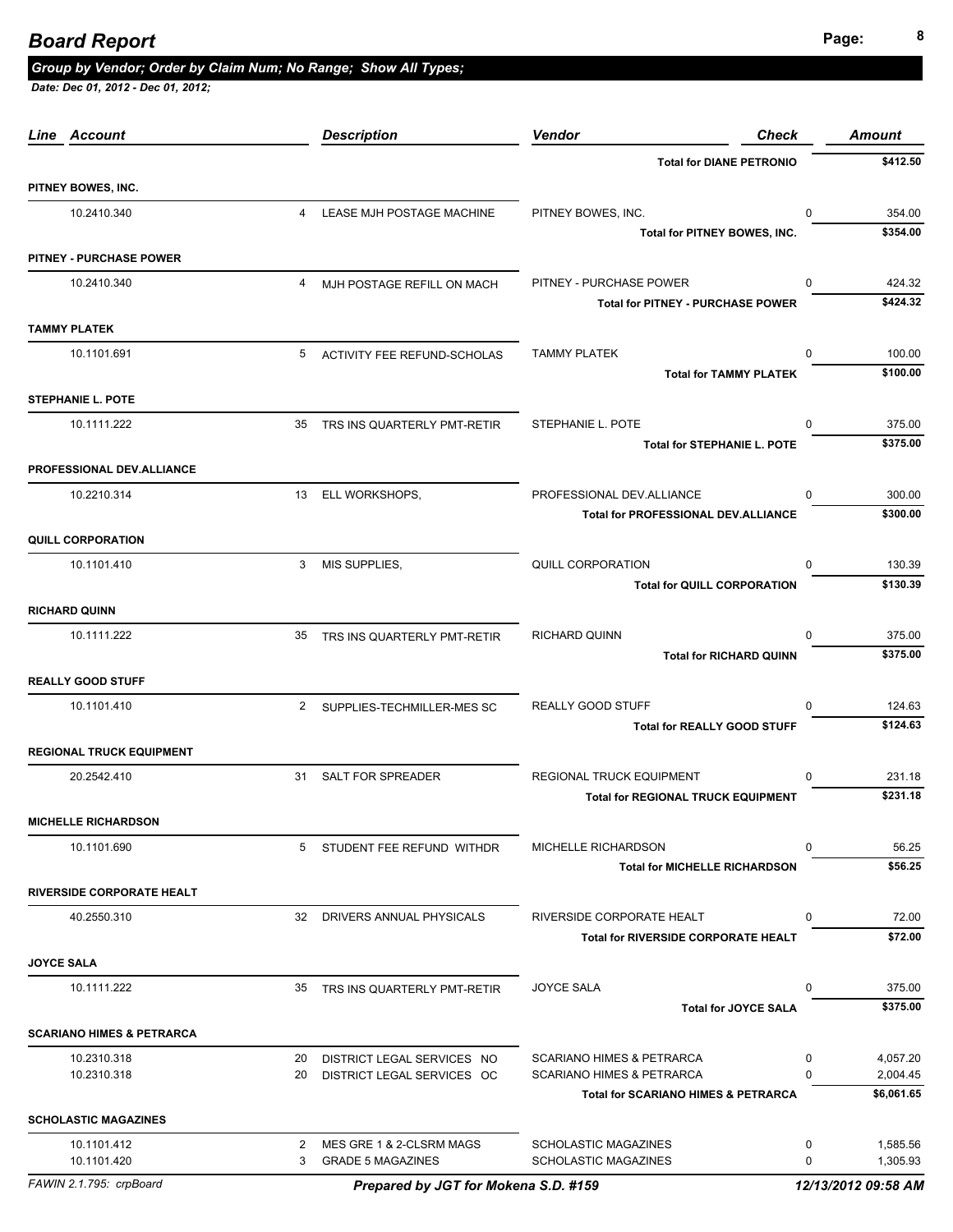## Board Report

### Group by Vendor; Order by Claim Num; No Range; Show All Types;

*Date: Dec 01, 2012 - Dec 01, 2012;*

| Line | Account | | Description | Vendor | Check | Amount |
|---|---|---|---|---|---|---|
| | | | | **Total for DIANE PETRONIO** | | **$412.50** |
| **PITNEY BOWES, INC.** | | | | | | |
| | 10.2410.340 | 4 | LEASE MJH POSTAGE MACHINE | PITNEY BOWES, INC. | 0 | 354.00 |
| | | | | **Total for PITNEY BOWES, INC.** | | **$354.00** |
| **PITNEY - PURCHASE POWER** | | | | | | |
| | 10.2410.340 | 4 | MJH POSTAGE REFILL ON MACH | PITNEY - PURCHASE POWER | 0 | 424.32 |
| | | | | **Total for PITNEY - PURCHASE POWER** | | **$424.32** |
| **TAMMY PLATEK** | | | | | | |
| | 10.1101.691 | 5 | ACTIVITY FEE REFUND-SCHOLAS | TAMMY PLATEK | 0 | 100.00 |
| | | | | **Total for TAMMY PLATEK** | | **$100.00** |
| **STEPHANIE L. POTE** | | | | | | |
| | 10.1111.222 | 35 | TRS INS QUARTERLY PMT-RETIR | STEPHANIE L. POTE | 0 | 375.00 |
| | | | | **Total for STEPHANIE L. POTE** | | **$375.00** |
| **PROFESSIONAL DEV.ALLIANCE** | | | | | | |
| | 10.2210.314 | 13 | ELL WORKSHOPS, | PROFESSIONAL DEV.ALLIANCE | 0 | 300.00 |
| | | | | **Total for PROFESSIONAL DEV.ALLIANCE** | | **$300.00** |
| **QUILL CORPORATION** | | | | | | |
| | 10.1101.410 | 3 | MIS SUPPLIES, | QUILL CORPORATION | 0 | 130.39 |
| | | | | **Total for QUILL CORPORATION** | | **$130.39** |
| **RICHARD QUINN** | | | | | | |
| | 10.1111.222 | 35 | TRS INS QUARTERLY PMT-RETIR | RICHARD QUINN | 0 | 375.00 |
| | | | | **Total for RICHARD QUINN** | | **$375.00** |
| **REALLY GOOD STUFF** | | | | | | |
| | 10.1101.410 | 2 | SUPPLIES-TECHMILLER-MES SC | REALLY GOOD STUFF | 0 | 124.63 |
| | | | | **Total for REALLY GOOD STUFF** | | **$124.63** |
| **REGIONAL TRUCK EQUIPMENT** | | | | | | |
| | 20.2542.410 | 31 | SALT FOR SPREADER | REGIONAL TRUCK EQUIPMENT | 0 | 231.18 |
| | | | | **Total for REGIONAL TRUCK EQUIPMENT** | | **$231.18** |
| **MICHELLE RICHARDSON** | | | | | | |
| | 10.1101.690 | 5 | STUDENT FEE REFUND WITHDR | MICHELLE RICHARDSON | 0 | 56.25 |
| | | | | **Total for MICHELLE RICHARDSON** | | **$56.25** |
| **RIVERSIDE CORPORATE HEALT** | | | | | | |
| | 40.2550.310 | 32 | DRIVERS ANNUAL PHYSICALS | RIVERSIDE CORPORATE HEALT | 0 | 72.00 |
| | | | | **Total for RIVERSIDE CORPORATE HEALT** | | **$72.00** |
| **JOYCE SALA** | | | | | | |
| | 10.1111.222 | 35 | TRS INS QUARTERLY PMT-RETIR | JOYCE SALA | 0 | 375.00 |
| | | | | **Total for JOYCE SALA** | | **$375.00** |
| **SCARIANO HIMES & PETRARCA** | | | | | | |
| | 10.2310.318 | 20 | DISTRICT LEGAL SERVICES NO | SCARIANO HIMES & PETRARCA | 0 | 4,057.20 |
| | 10.2310.318 | 20 | DISTRICT LEGAL SERVICES OC | SCARIANO HIMES & PETRARCA | 0 | 2,004.45 |
| | | | | **Total for SCARIANO HIMES & PETRARCA** | | **$6,061.65** |
| **SCHOLASTIC MAGAZINES** | | | | | | |
| | 10.1101.412 | 2 | MES GRE 1 & 2-CLSRM MAGS | SCHOLASTIC MAGAZINES | 0 | 1,585.56 |
| | 10.1101.420 | 3 | GRADE 5 MAGAZINES | SCHOLASTIC MAGAZINES | 0 | 1,305.93 |

FAWIN 2.1.795: crpBoard — *Prepared by JGT for Mokena S.D. #159* — *12/13/2012 09:58 AM*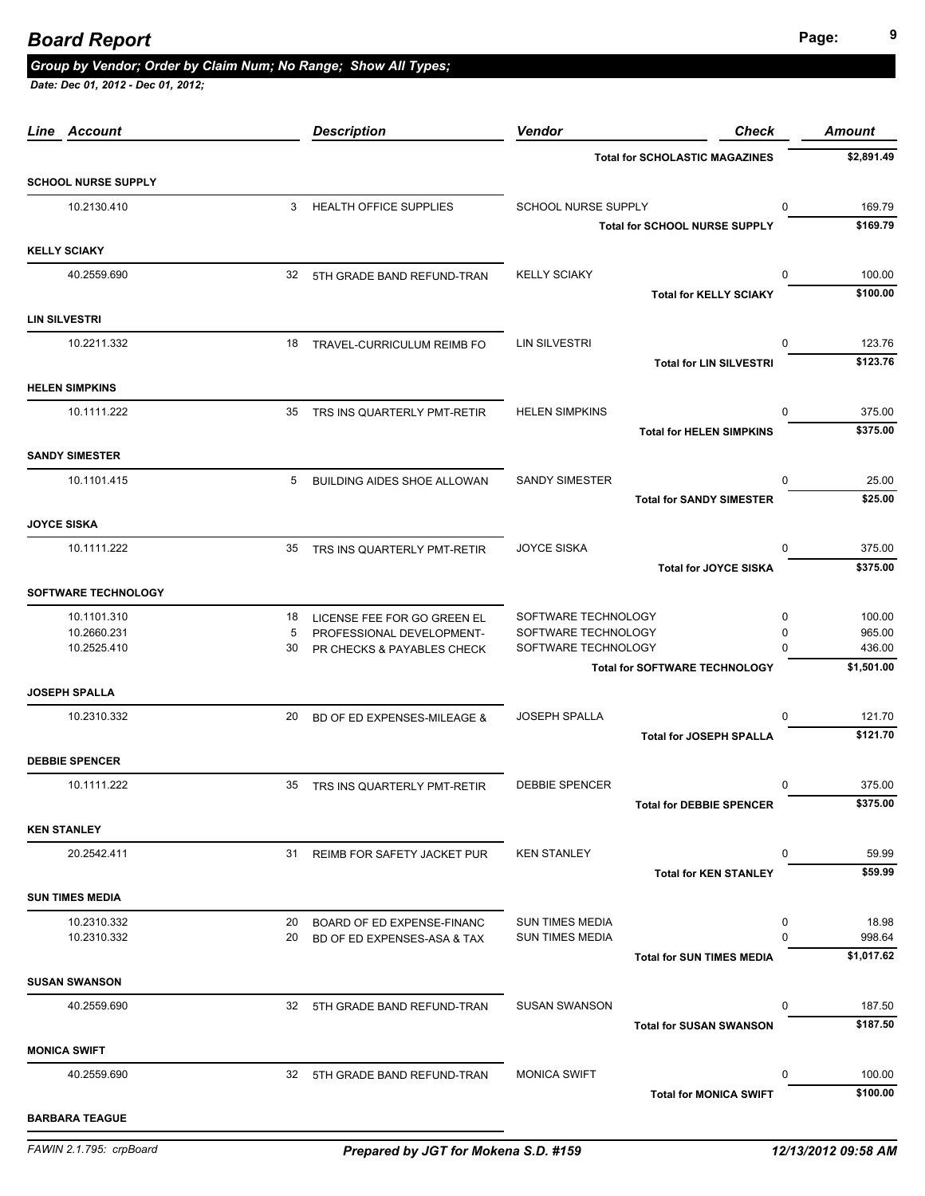# Board Report

***Group by Vendor; Order by Claim Num; No Range; Show All Types;***

***Date: Dec 01, 2012 - Dec 01, 2012;***

| Line | Account | | Description | Vendor | Check | Amount |
|---|---|---|---|---|---|---|
| | | | | **Total for SCHOLASTIC MAGAZINES** | | **$2,891.49** |
| **SCHOOL NURSE SUPPLY** | | | | | | |
| | 10.2130.410 | 3 | HEALTH OFFICE SUPPLIES | SCHOOL NURSE SUPPLY | 0 | 169.79 |
| | | | | **Total for SCHOOL NURSE SUPPLY** | | **$169.79** |
| **KELLY SCIAKY** | | | | | | |
| | 40.2559.690 | 32 | 5TH GRADE BAND REFUND-TRAN | KELLY SCIAKY | 0 | 100.00 |
| | | | | **Total for KELLY SCIAKY** | | **$100.00** |
| **LIN SILVESTRI** | | | | | | |
| | 10.2211.332 | 18 | TRAVEL-CURRICULUM REIMB FO | LIN SILVESTRI | 0 | 123.76 |
| | | | | **Total for LIN SILVESTRI** | | **$123.76** |
| **HELEN SIMPKINS** | | | | | | |
| | 10.1111.222 | 35 | TRS INS QUARTERLY PMT-RETIR | HELEN SIMPKINS | 0 | 375.00 |
| | | | | **Total for HELEN SIMPKINS** | | **$375.00** |
| **SANDY SIMESTER** | | | | | | |
| | 10.1101.415 | 5 | BUILDING AIDES SHOE ALLOWAN | SANDY SIMESTER | 0 | 25.00 |
| | | | | **Total for SANDY SIMESTER** | | **$25.00** |
| **JOYCE SISKA** | | | | | | |
| | 10.1111.222 | 35 | TRS INS QUARTERLY PMT-RETIR | JOYCE SISKA | 0 | 375.00 |
| | | | | **Total for JOYCE SISKA** | | **$375.00** |
| **SOFTWARE TECHNOLOGY** | | | | | | |
| | 10.1101.310 | 18 | LICENSE FEE FOR GO GREEN EL | SOFTWARE TECHNOLOGY | 0 | 100.00 |
| | 10.2660.231 | 5 | PROFESSIONAL DEVELOPMENT- | SOFTWARE TECHNOLOGY | 0 | 965.00 |
| | 10.2525.410 | 30 | PR CHECKS & PAYABLES CHECK | SOFTWARE TECHNOLOGY | 0 | 436.00 |
| | | | | **Total for SOFTWARE TECHNOLOGY** | | **$1,501.00** |
| **JOSEPH SPALLA** | | | | | | |
| | 10.2310.332 | 20 | BD OF ED EXPENSES-MILEAGE & | JOSEPH SPALLA | 0 | 121.70 |
| | | | | **Total for JOSEPH SPALLA** | | **$121.70** |
| **DEBBIE SPENCER** | | | | | | |
| | 10.1111.222 | 35 | TRS INS QUARTERLY PMT-RETIR | DEBBIE SPENCER | 0 | 375.00 |
| | | | | **Total for DEBBIE SPENCER** | | **$375.00** |
| **KEN STANLEY** | | | | | | |
| | 20.2542.411 | 31 | REIMB FOR SAFETY JACKET PUR | KEN STANLEY | 0 | 59.99 |
| | | | | **Total for KEN STANLEY** | | **$59.99** |
| **SUN TIMES MEDIA** | | | | | | |
| | 10.2310.332 | 20 | BOARD OF ED EXPENSE-FINANC | SUN TIMES MEDIA | 0 | 18.98 |
| | 10.2310.332 | 20 | BD OF ED EXPENSES-ASA & TAX | SUN TIMES MEDIA | 0 | 998.64 |
| | | | | **Total for SUN TIMES MEDIA** | | **$1,017.62** |
| **SUSAN SWANSON** | | | | | | |
| | 40.2559.690 | 32 | 5TH GRADE BAND REFUND-TRAN | SUSAN SWANSON | 0 | 187.50 |
| | | | | **Total for SUSAN SWANSON** | | **$187.50** |
| **MONICA SWIFT** | | | | | | |
| | 40.2559.690 | 32 | 5TH GRADE BAND REFUND-TRAN | MONICA SWIFT | 0 | 100.00 |
| | | | | **Total for MONICA SWIFT** | | **$100.00** |
| **BARBARA TEAGUE** | | | | | | |

*FAWIN 2.1.795: crpBoard* — ***Prepared by JGT for Mokena S.D. #159*** — ***12/13/2012 09:58 AM***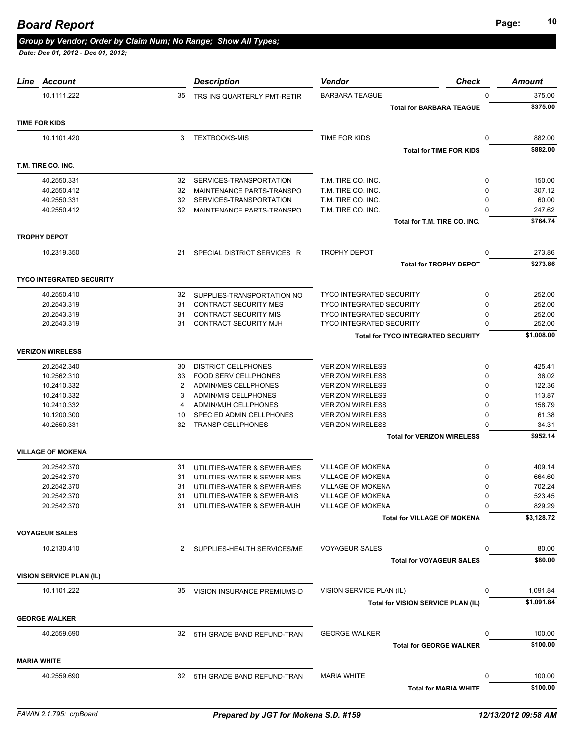## Board Report

***Group by Vendor; Order by Claim Num; No Range; Show All Types;***

***Date: Dec 01, 2012 - Dec 01, 2012;***

| Line | Account | | Description | Vendor | Check | Amount |
|---|---|---|---|---|---|---|
| | 10.1111.222 | 35 | TRS INS QUARTERLY PMT-RETIR | BARBARA TEAGUE | 0 | 375.00 |
| | | | | **Total for BARBARA TEAGUE** | | **$375.00** |
| **TIME FOR KIDS** | | | | | | |
| | 10.1101.420 | 3 | TEXTBOOKS-MIS | TIME FOR KIDS | 0 | 882.00 |
| | | | | **Total for TIME FOR KIDS** | | **$882.00** |
| **T.M. TIRE CO. INC.** | | | | | | |
| | 40.2550.331 | 32 | SERVICES-TRANSPORTATION | T.M. TIRE CO. INC. | 0 | 150.00 |
| | 40.2550.412 | 32 | MAINTENANCE PARTS-TRANSPO | T.M. TIRE CO. INC. | 0 | 307.12 |
| | 40.2550.331 | 32 | SERVICES-TRANSPORTATION | T.M. TIRE CO. INC. | 0 | 60.00 |
| | 40.2550.412 | 32 | MAINTENANCE PARTS-TRANSPO | T.M. TIRE CO. INC. | 0 | 247.62 |
| | | | | **Total for T.M. TIRE CO. INC.** | | **$764.74** |
| **TROPHY DEPOT** | | | | | | |
| | 10.2319.350 | 21 | SPECIAL DISTRICT SERVICES R | TROPHY DEPOT | 0 | 273.86 |
| | | | | **Total for TROPHY DEPOT** | | **$273.86** |
| **TYCO INTEGRATED SECURITY** | | | | | | |
| | 40.2550.410 | 32 | SUPPLIES-TRANSPORTATION NO | TYCO INTEGRATED SECURITY | 0 | 252.00 |
| | 20.2543.319 | 31 | CONTRACT SECURITY MES | TYCO INTEGRATED SECURITY | 0 | 252.00 |
| | 20.2543.319 | 31 | CONTRACT SECURITY MIS | TYCO INTEGRATED SECURITY | 0 | 252.00 |
| | 20.2543.319 | 31 | CONTRACT SECURITY MJH | TYCO INTEGRATED SECURITY | 0 | 252.00 |
| | | | | **Total for TYCO INTEGRATED SECURITY** | | **$1,008.00** |
| **VERIZON WIRELESS** | | | | | | |
| | 20.2542.340 | 30 | DISTRICT CELLPHONES | VERIZON WIRELESS | 0 | 425.41 |
| | 10.2562.310 | 33 | FOOD SERV CELLPHONES | VERIZON WIRELESS | 0 | 36.02 |
| | 10.2410.332 | 2 | ADMIN/MES CELLPHONES | VERIZON WIRELESS | 0 | 122.36 |
| | 10.2410.332 | 3 | ADMIN/MIS CELLPHONES | VERIZON WIRELESS | 0 | 113.87 |
| | 10.2410.332 | 4 | ADMIN/MJH CELLPHONES | VERIZON WIRELESS | 0 | 158.79 |
| | 10.1200.300 | 10 | SPEC ED ADMIN CELLPHONES | VERIZON WIRELESS | 0 | 61.38 |
| | 40.2550.331 | 32 | TRANSP CELLPHONES | VERIZON WIRELESS | 0 | 34.31 |
| | | | | **Total for VERIZON WIRELESS** | | **$952.14** |
| **VILLAGE OF MOKENA** | | | | | | |
| | 20.2542.370 | 31 | UTILITIES-WATER & SEWER-MES | VILLAGE OF MOKENA | 0 | 409.14 |
| | 20.2542.370 | 31 | UTILITIES-WATER & SEWER-MES | VILLAGE OF MOKENA | 0 | 664.60 |
| | 20.2542.370 | 31 | UTILITIES-WATER & SEWER-MES | VILLAGE OF MOKENA | 0 | 702.24 |
| | 20.2542.370 | 31 | UTILITIES-WATER & SEWER-MIS | VILLAGE OF MOKENA | 0 | 523.45 |
| | 20.2542.370 | 31 | UTILITIES-WATER & SEWER-MJH | VILLAGE OF MOKENA | 0 | 829.29 |
| | | | | **Total for VILLAGE OF MOKENA** | | **$3,128.72** |
| **VOYAGEUR SALES** | | | | | | |
| | 10.2130.410 | 2 | SUPPLIES-HEALTH SERVICES/ME | VOYAGEUR SALES | 0 | 80.00 |
| | | | | **Total for VOYAGEUR SALES** | | **$80.00** |
| **VISION SERVICE PLAN (IL)** | | | | | | |
| | 10.1101.222 | 35 | VISION INSURANCE PREMIUMS-D | VISION SERVICE PLAN (IL) | 0 | 1,091.84 |
| | | | | **Total for VISION SERVICE PLAN (IL)** | | **$1,091.84** |
| **GEORGE WALKER** | | | | | | |
| | 40.2559.690 | 32 | 5TH GRADE BAND REFUND-TRAN | GEORGE WALKER | 0 | 100.00 |
| | | | | **Total for GEORGE WALKER** | | **$100.00** |
| **MARIA WHITE** | | | | | | |
| | 40.2559.690 | 32 | 5TH GRADE BAND REFUND-TRAN | MARIA WHITE | 0 | 100.00 |
| | | | | **Total for MARIA WHITE** | | **$100.00** |

*FAWIN 2.1.795: crpBoard* — ***Prepared by JGT for Mokena S.D. #159*** — ***12/13/2012 09:58 AM***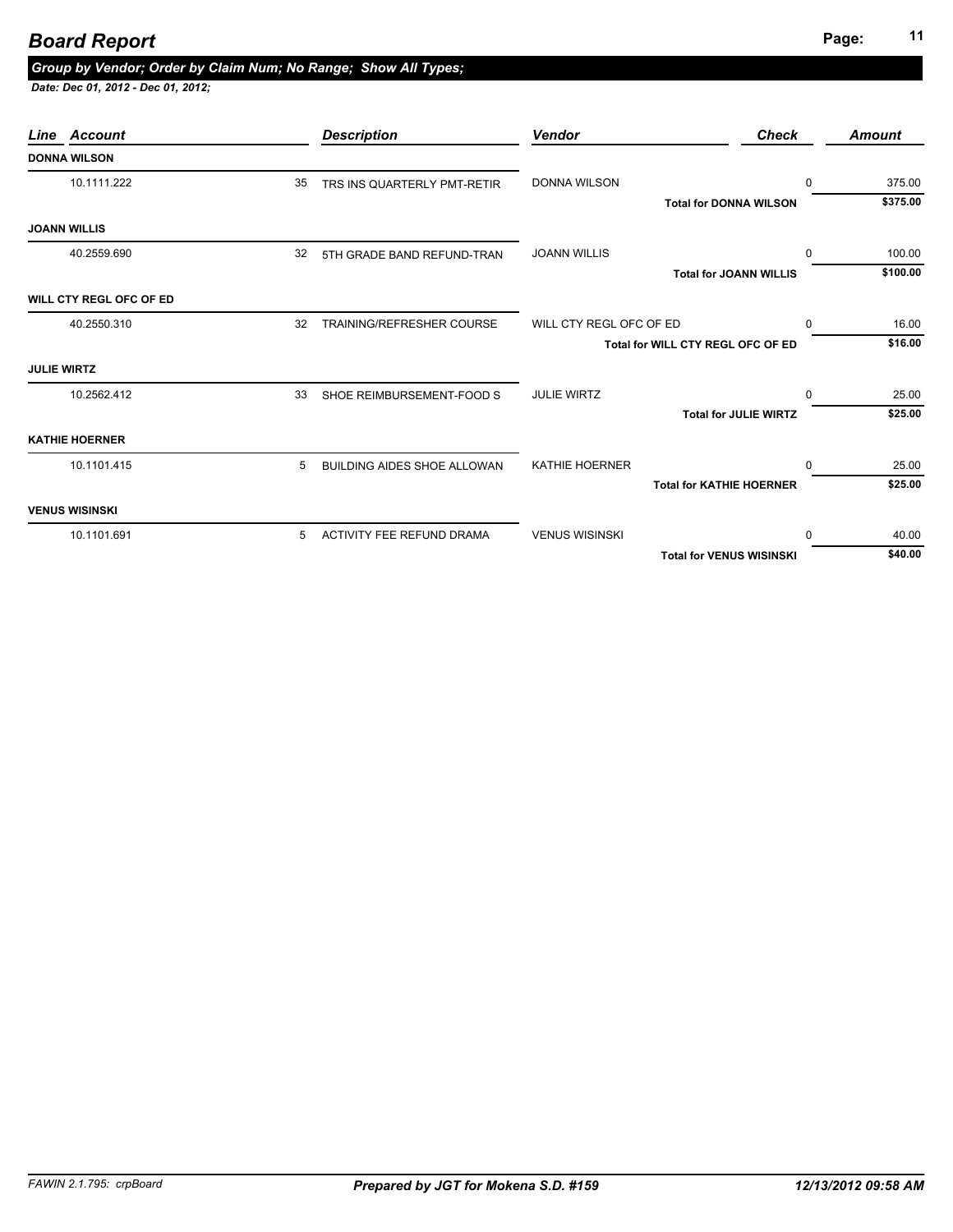# Board Report

***Group by Vendor; Order by Claim Num; No Range; Show All Types;***

***Date: Dec 01, 2012 - Dec 01, 2012;***

| Line | Account | | Description | Vendor | Check | Amount |
|---|---|---|---|---|---|---|
| **DONNA WILSON** | | | | | | |
| | 10.1111.222 | 35 | TRS INS QUARTERLY PMT-RETIR | DONNA WILSON | 0 | 375.00 |
| | | | | **Total for DONNA WILSON** | | **$375.00** |
| **JOANN WILLIS** | | | | | | |
| | 40.2559.690 | 32 | 5TH GRADE BAND REFUND-TRAN | JOANN WILLIS | 0 | 100.00 |
| | | | | **Total for JOANN WILLIS** | | **$100.00** |
| **WILL CTY REGL OFC OF ED** | | | | | | |
| | 40.2550.310 | 32 | TRAINING/REFRESHER COURSE | WILL CTY REGL OFC OF ED | 0 | 16.00 |
| | | | | **Total for WILL CTY REGL OFC OF ED** | | **$16.00** |
| **JULIE WIRTZ** | | | | | | |
| | 10.2562.412 | 33 | SHOE REIMBURSEMENT-FOOD S | JULIE WIRTZ | 0 | 25.00 |
| | | | | **Total for JULIE WIRTZ** | | **$25.00** |
| **KATHIE HOERNER** | | | | | | |
| | 10.1101.415 | 5 | BUILDING AIDES SHOE ALLOWAN | KATHIE HOERNER | 0 | 25.00 |
| | | | | **Total for KATHIE HOERNER** | | **$25.00** |
| **VENUS WISINSKI** | | | | | | |
| | 10.1101.691 | 5 | ACTIVITY FEE REFUND DRAMA | VENUS WISINSKI | 0 | 40.00 |
| | | | | **Total for VENUS WISINSKI** | | **$40.00** |

*FAWIN 2.1.795: crpBoard* — ***Prepared by JGT for Mokena S.D. #159*** — ***12/13/2012 09:58 AM***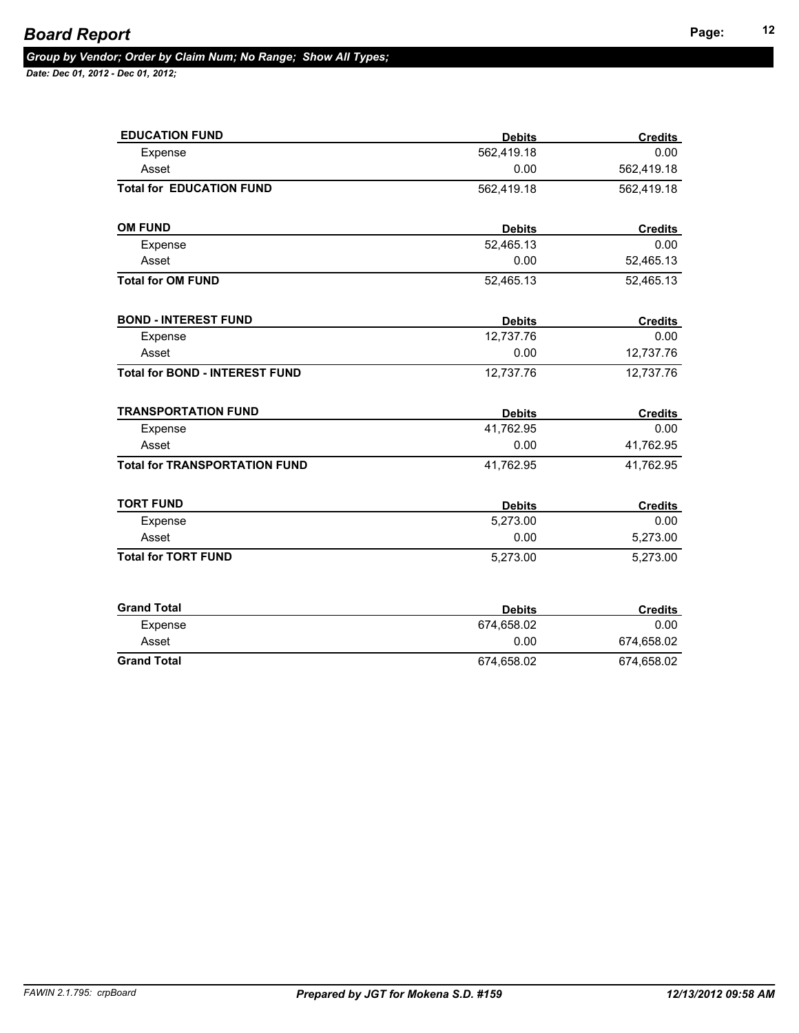# Board Report

*Group by Vendor; Order by Claim Num; No Range; Show All Types;*

*Date: Dec 01, 2012 - Dec 01, 2012;*

| EDUCATION FUND | Debits | Credits |
|---|---|---|
| Expense | 562,419.18 | 0.00 |
| Asset | 0.00 | 562,419.18 |
| **Total for EDUCATION FUND** | 562,419.18 | 562,419.18 |

| OM FUND | Debits | Credits |
|---|---|---|
| Expense | 52,465.13 | 0.00 |
| Asset | 0.00 | 52,465.13 |
| **Total for OM FUND** | 52,465.13 | 52,465.13 |

| BOND - INTEREST FUND | Debits | Credits |
|---|---|---|
| Expense | 12,737.76 | 0.00 |
| Asset | 0.00 | 12,737.76 |
| **Total for BOND - INTEREST FUND** | 12,737.76 | 12,737.76 |

| TRANSPORTATION FUND | Debits | Credits |
|---|---|---|
| Expense | 41,762.95 | 0.00 |
| Asset | 0.00 | 41,762.95 |
| **Total for TRANSPORTATION FUND** | 41,762.95 | 41,762.95 |

| TORT FUND | Debits | Credits |
|---|---|---|
| Expense | 5,273.00 | 0.00 |
| Asset | 0.00 | 5,273.00 |
| **Total for TORT FUND** | 5,273.00 | 5,273.00 |

| Grand Total | Debits | Credits |
|---|---|---|
| Expense | 674,658.02 | 0.00 |
| Asset | 0.00 | 674,658.02 |
| **Grand Total** | 674,658.02 | 674,658.02 |

FAWIN 2.1.795: crpBoard | *Prepared by JGT for Mokena S.D. #159* | *12/13/2012 09:58 AM*